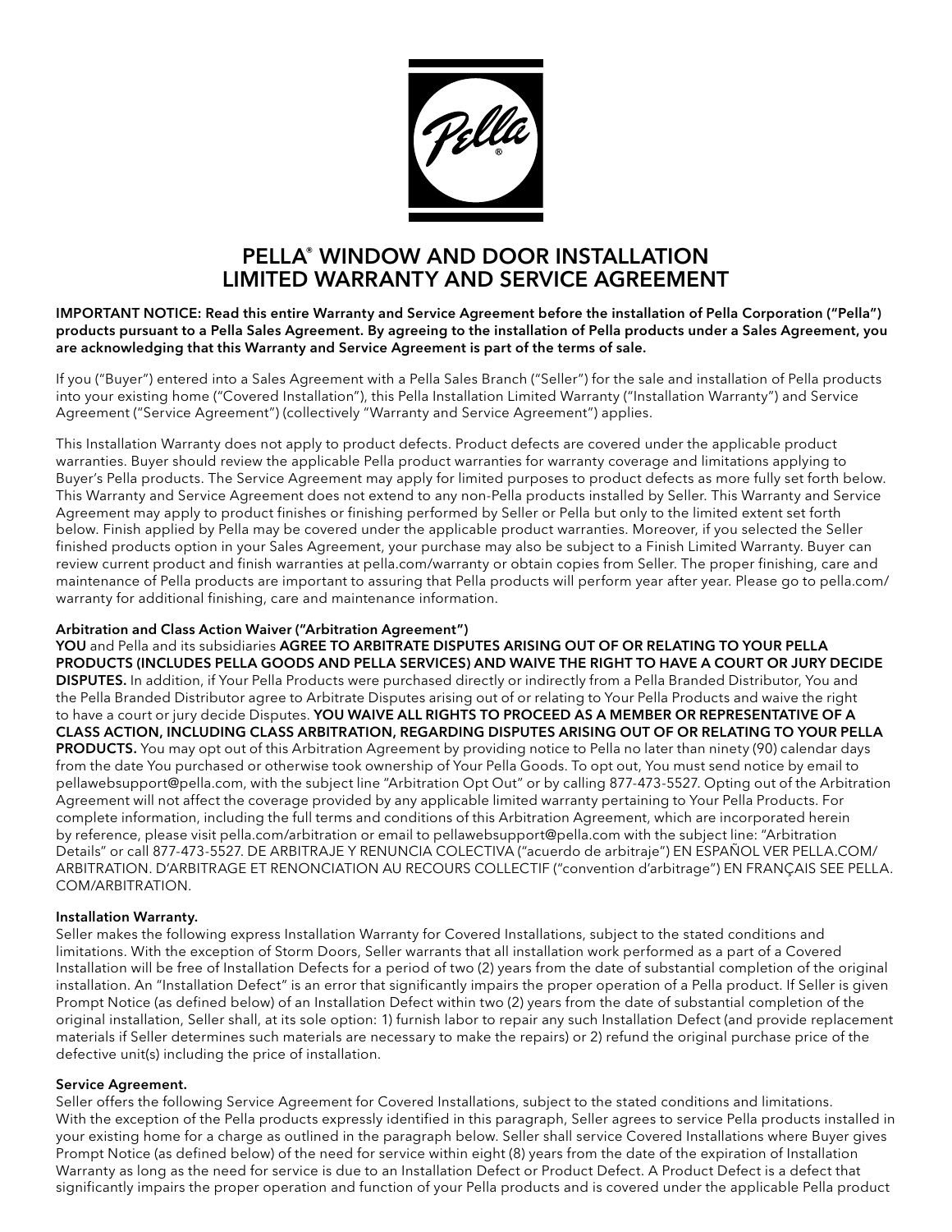# PELLA® WINDOW AND DOOR INSTALLATION LIMITED WARRANTY AND SERVICE AGREEMENT

**IMPORTANT NOTICE: Read this entire Warranty and Service Agreement before the installation of Pella Corporation ("Pella") products pursuant to a Pella Sales Agreement. By agreeing to the installation of Pella products under a Sales Agreement, you are acknowledging that this Warranty and Service Agreement is part of the terms of sale.**

If you ("Buyer") entered into a Sales Agreement with a Pella Sales Branch ("Seller") for the sale and installation of Pella products into your existing home ("Covered Installation"), this Pella Installation Limited Warranty ("Installation Warranty") and Service Agreement ("Service Agreement") (collectively "Warranty and Service Agreement") applies.

This Installation Warranty does not apply to product defects. Product defects are covered under the applicable product warranties. Buyer should review the applicable Pella product warranties for warranty coverage and limitations applying to Buyer's Pella products. The Service Agreement may apply for limited purposes to product defects as more fully set forth below. This Warranty and Service Agreement does not extend to any non-Pella products installed by Seller. This Warranty and Service Agreement may apply to product finishes or finishing performed by Seller or Pella but only to the limited extent set forth below. Finish applied by Pella may be covered under the applicable product warranties. Moreover, if you selected the Seller finished products option in your Sales Agreement, your purchase may also be subject to a Finish Limited Warranty. Buyer can review current product and finish warranties at pella.com/warranty or obtain copies from Seller. The proper finishing, care and maintenance of Pella products are important to assuring that Pella products will perform year after year. Please go to pella.com/warranty for additional finishing, care and maintenance information.

**Arbitration and Class Action Waiver ("Arbitration Agreement")**

**YOU** and Pella and its subsidiaries **AGREE TO ARBITRATE DISPUTES ARISING OUT OF OR RELATING TO YOUR PELLA PRODUCTS (INCLUDES PELLA GOODS AND PELLA SERVICES) AND WAIVE THE RIGHT TO HAVE A COURT OR JURY DECIDE DISPUTES.** In addition, if Your Pella Products were purchased directly or indirectly from a Pella Branded Distributor, You and the Pella Branded Distributor agree to Arbitrate Disputes arising out of or relating to Your Pella Products and waive the right to have a court or jury decide Disputes. **YOU WAIVE ALL RIGHTS TO PROCEED AS A MEMBER OR REPRESENTATIVE OF A CLASS ACTION, INCLUDING CLASS ARBITRATION, REGARDING DISPUTES ARISING OUT OF OR RELATING TO YOUR PELLA PRODUCTS.** You may opt out of this Arbitration Agreement by providing notice to Pella no later than ninety (90) calendar days from the date You purchased or otherwise took ownership of Your Pella Goods. To opt out, You must send notice by email to pellawebsupport@pella.com, with the subject line "Arbitration Opt Out" or by calling 877-473-5527. Opting out of the Arbitration Agreement will not affect the coverage provided by any applicable limited warranty pertaining to Your Pella Products. For complete information, including the full terms and conditions of this Arbitration Agreement, which are incorporated herein by reference, please visit pella.com/arbitration or email to pellawebsupport@pella.com with the subject line: "Arbitration Details" or call 877-473-5527. DE ARBITRAJE Y RENUNCIA COLECTIVA ("acuerdo de arbitraje") EN ESPAÑOL VER PELLA.COM/ARBITRATION. D'ARBITRAGE ET RENONCIATION AU RECOURS COLLECTIF ("convention d'arbitrage") EN FRANÇAIS SEE PELLA.COM/ARBITRATION.

**Installation Warranty.**

Seller makes the following express Installation Warranty for Covered Installations, subject to the stated conditions and limitations. With the exception of Storm Doors, Seller warrants that all installation work performed as a part of a Covered Installation will be free of Installation Defects for a period of two (2) years from the date of substantial completion of the original installation. An "Installation Defect" is an error that significantly impairs the proper operation of a Pella product. If Seller is given Prompt Notice (as defined below) of an Installation Defect within two (2) years from the date of substantial completion of the original installation, Seller shall, at its sole option: 1) furnish labor to repair any such Installation Defect (and provide replacement materials if Seller determines such materials are necessary to make the repairs) or 2) refund the original purchase price of the defective unit(s) including the price of installation.

**Service Agreement.**

Seller offers the following Service Agreement for Covered Installations, subject to the stated conditions and limitations. With the exception of the Pella products expressly identified in this paragraph, Seller agrees to service Pella products installed in your existing home for a charge as outlined in the paragraph below. Seller shall service Covered Installations where Buyer gives Prompt Notice (as defined below) of the need for service within eight (8) years from the date of the expiration of Installation Warranty as long as the need for service is due to an Installation Defect or Product Defect. A Product Defect is a defect that significantly impairs the proper operation and function of your Pella products and is covered under the applicable Pella product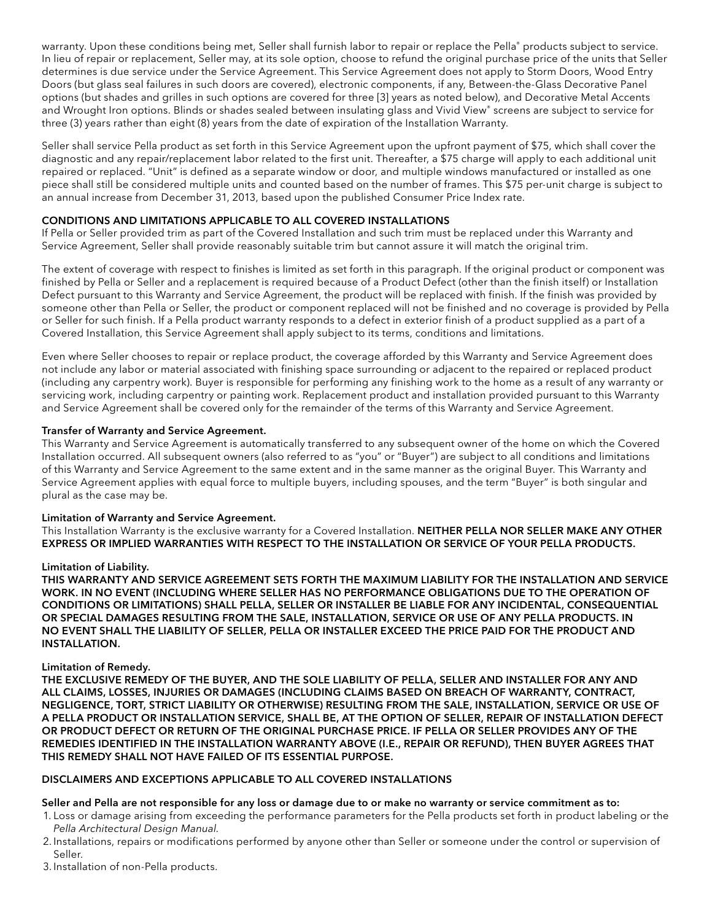warranty. Upon these conditions being met, Seller shall furnish labor to repair or replace the Pella® products subject to service. In lieu of repair or replacement, Seller may, at its sole option, choose to refund the original purchase price of the units that Seller determines is due service under the Service Agreement. This Service Agreement does not apply to Storm Doors, Wood Entry Doors (but glass seal failures in such doors are covered), electronic components, if any, Between-the-Glass Decorative Panel options (but shades and grilles in such options are covered for three [3] years as noted below), and Decorative Metal Accents and Wrought Iron options. Blinds or shades sealed between insulating glass and Vivid View® screens are subject to service for three (3) years rather than eight (8) years from the date of expiration of the Installation Warranty.

Seller shall service Pella product as set forth in this Service Agreement upon the upfront payment of $75, which shall cover the diagnostic and any repair/replacement labor related to the first unit. Thereafter, a $75 charge will apply to each additional unit repaired or replaced. "Unit" is defined as a separate window or door, and multiple windows manufactured or installed as one piece shall still be considered multiple units and counted based on the number of frames. This $75 per-unit charge is subject to an annual increase from December 31, 2013, based upon the published Consumer Price Index rate.

## CONDITIONS AND LIMITATIONS APPLICABLE TO ALL COVERED INSTALLATIONS

If Pella or Seller provided trim as part of the Covered Installation and such trim must be replaced under this Warranty and Service Agreement, Seller shall provide reasonably suitable trim but cannot assure it will match the original trim.

The extent of coverage with respect to finishes is limited as set forth in this paragraph. If the original product or component was finished by Pella or Seller and a replacement is required because of a Product Defect (other than the finish itself) or Installation Defect pursuant to this Warranty and Service Agreement, the product will be replaced with finish. If the finish was provided by someone other than Pella or Seller, the product or component replaced will not be finished and no coverage is provided by Pella or Seller for such finish. If a Pella product warranty responds to a defect in exterior finish of a product supplied as a part of a Covered Installation, this Service Agreement shall apply subject to its terms, conditions and limitations.

Even where Seller chooses to repair or replace product, the coverage afforded by this Warranty and Service Agreement does not include any labor or material associated with finishing space surrounding or adjacent to the repaired or replaced product (including any carpentry work). Buyer is responsible for performing any finishing work to the home as a result of any warranty or servicing work, including carpentry or painting work. Replacement product and installation provided pursuant to this Warranty and Service Agreement shall be covered only for the remainder of the terms of this Warranty and Service Agreement.

### Transfer of Warranty and Service Agreement.

This Warranty and Service Agreement is automatically transferred to any subsequent owner of the home on which the Covered Installation occurred. All subsequent owners (also referred to as "you" or "Buyer") are subject to all conditions and limitations of this Warranty and Service Agreement to the same extent and in the same manner as the original Buyer. This Warranty and Service Agreement applies with equal force to multiple buyers, including spouses, and the term "Buyer" is both singular and plural as the case may be.

### Limitation of Warranty and Service Agreement.

This Installation Warranty is the exclusive warranty for a Covered Installation. **NEITHER PELLA NOR SELLER MAKE ANY OTHER EXPRESS OR IMPLIED WARRANTIES WITH RESPECT TO THE INSTALLATION OR SERVICE OF YOUR PELLA PRODUCTS.**

### Limitation of Liability.

**THIS WARRANTY AND SERVICE AGREEMENT SETS FORTH THE MAXIMUM LIABILITY FOR THE INSTALLATION AND SERVICE WORK. IN NO EVENT (INCLUDING WHERE SELLER HAS NO PERFORMANCE OBLIGATIONS DUE TO THE OPERATION OF CONDITIONS OR LIMITATIONS) SHALL PELLA, SELLER OR INSTALLER BE LIABLE FOR ANY INCIDENTAL, CONSEQUENTIAL OR SPECIAL DAMAGES RESULTING FROM THE SALE, INSTALLATION, SERVICE OR USE OF ANY PELLA PRODUCTS. IN NO EVENT SHALL THE LIABILITY OF SELLER, PELLA OR INSTALLER EXCEED THE PRICE PAID FOR THE PRODUCT AND INSTALLATION.**

### Limitation of Remedy.

**THE EXCLUSIVE REMEDY OF THE BUYER, AND THE SOLE LIABILITY OF PELLA, SELLER AND INSTALLER FOR ANY AND ALL CLAIMS, LOSSES, INJURIES OR DAMAGES (INCLUDING CLAIMS BASED ON BREACH OF WARRANTY, CONTRACT, NEGLIGENCE, TORT, STRICT LIABILITY OR OTHERWISE) RESULTING FROM THE SALE, INSTALLATION, SERVICE OR USE OF A PELLA PRODUCT OR INSTALLATION SERVICE, SHALL BE, AT THE OPTION OF SELLER, REPAIR OF INSTALLATION DEFECT OR PRODUCT DEFECT OR RETURN OF THE ORIGINAL PURCHASE PRICE. IF PELLA OR SELLER PROVIDES ANY OF THE REMEDIES IDENTIFIED IN THE INSTALLATION WARRANTY ABOVE (I.E., REPAIR OR REFUND), THEN BUYER AGREES THAT THIS REMEDY SHALL NOT HAVE FAILED OF ITS ESSENTIAL PURPOSE.**

## DISCLAIMERS AND EXCEPTIONS APPLICABLE TO ALL COVERED INSTALLATIONS

**Seller and Pella are not responsible for any loss or damage due to or make no warranty or service commitment as to:**

1. Loss or damage arising from exceeding the performance parameters for the Pella products set forth in product labeling or the *Pella Architectural Design Manual*.
2. Installations, repairs or modifications performed by anyone other than Seller or someone under the control or supervision of Seller.
3. Installation of non-Pella products.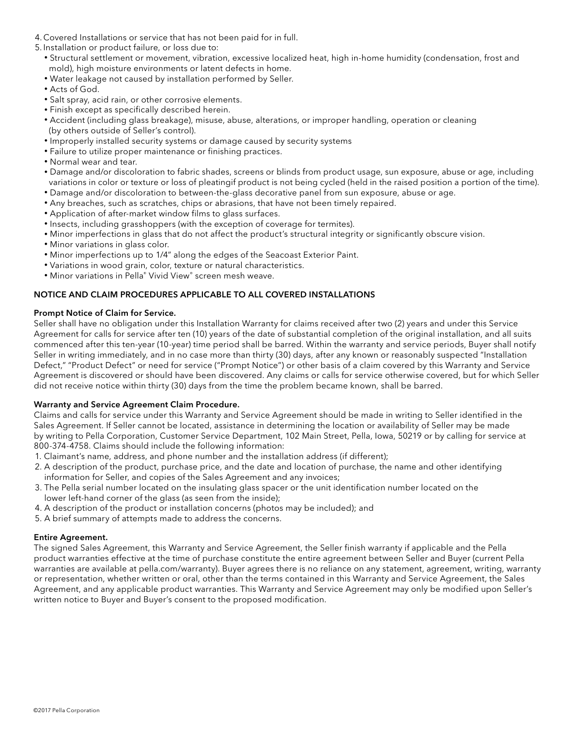4. Covered Installations or service that has not been paid for in full.
5. Installation or product failure, or loss due to:
   - Structural settlement or movement, vibration, excessive localized heat, high in-home humidity (condensation, frost and mold), high moisture environments or latent defects in home.
   - Water leakage not caused by installation performed by Seller.
   - Acts of God.
   - Salt spray, acid rain, or other corrosive elements.
   - Finish except as specifically described herein.
   - Accident (including glass breakage), misuse, abuse, alterations, or improper handling, operation or cleaning (by others outside of Seller's control).
   - Improperly installed security systems or damage caused by security systems
   - Failure to utilize proper maintenance or finishing practices.
   - Normal wear and tear.
   - Damage and/or discoloration to fabric shades, screens or blinds from product usage, sun exposure, abuse or age, including variations in color or texture or loss of pleatingif product is not being cycled (held in the raised position a portion of the time).
   - Damage and/or discoloration to between-the-glass decorative panel from sun exposure, abuse or age.
   - Any breaches, such as scratches, chips or abrasions, that have not been timely repaired.
   - Application of after-market window films to glass surfaces.
   - Insects, including grasshoppers (with the exception of coverage for termites).
   - Minor imperfections in glass that do not affect the product's structural integrity or significantly obscure vision.
   - Minor variations in glass color.
   - Minor imperfections up to 1/4" along the edges of the Seacoast Exterior Paint.
   - Variations in wood grain, color, texture or natural characteristics.
   - Minor variations in Pella® Vivid View® screen mesh weave.

## NOTICE AND CLAIM PROCEDURES APPLICABLE TO ALL COVERED INSTALLATIONS

**Prompt Notice of Claim for Service.**

Seller shall have no obligation under this Installation Warranty for claims received after two (2) years and under this Service Agreement for calls for service after ten (10) years of the date of substantial completion of the original installation, and all suits commenced after this ten-year (10-year) time period shall be barred. Within the warranty and service periods, Buyer shall notify Seller in writing immediately, and in no case more than thirty (30) days, after any known or reasonably suspected "Installation Defect," "Product Defect" or need for service ("Prompt Notice") or other basis of a claim covered by this Warranty and Service Agreement is discovered or should have been discovered. Any claims or calls for service otherwise covered, but for which Seller did not receive notice within thirty (30) days from the time the problem became known, shall be barred.

**Warranty and Service Agreement Claim Procedure.**

Claims and calls for service under this Warranty and Service Agreement should be made in writing to Seller identified in the Sales Agreement. If Seller cannot be located, assistance in determining the location or availability of Seller may be made by writing to Pella Corporation, Customer Service Department, 102 Main Street, Pella, Iowa, 50219 or by calling for service at 800-374-4758. Claims should include the following information:

1. Claimant's name, address, and phone number and the installation address (if different);
2. A description of the product, purchase price, and the date and location of purchase, the name and other identifying information for Seller, and copies of the Sales Agreement and any invoices;
3. The Pella serial number located on the insulating glass spacer or the unit identification number located on the lower left-hand corner of the glass (as seen from the inside);
4. A description of the product or installation concerns (photos may be included); and
5. A brief summary of attempts made to address the concerns.

**Entire Agreement.**

The signed Sales Agreement, this Warranty and Service Agreement, the Seller finish warranty if applicable and the Pella product warranties effective at the time of purchase constitute the entire agreement between Seller and Buyer (current Pella warranties are available at pella.com/warranty). Buyer agrees there is no reliance on any statement, agreement, writing, warranty or representation, whether written or oral, other than the terms contained in this Warranty and Service Agreement, the Sales Agreement, and any applicable product warranties. This Warranty and Service Agreement may only be modified upon Seller's written notice to Buyer and Buyer's consent to the proposed modification.

©2017 Pella Corporation